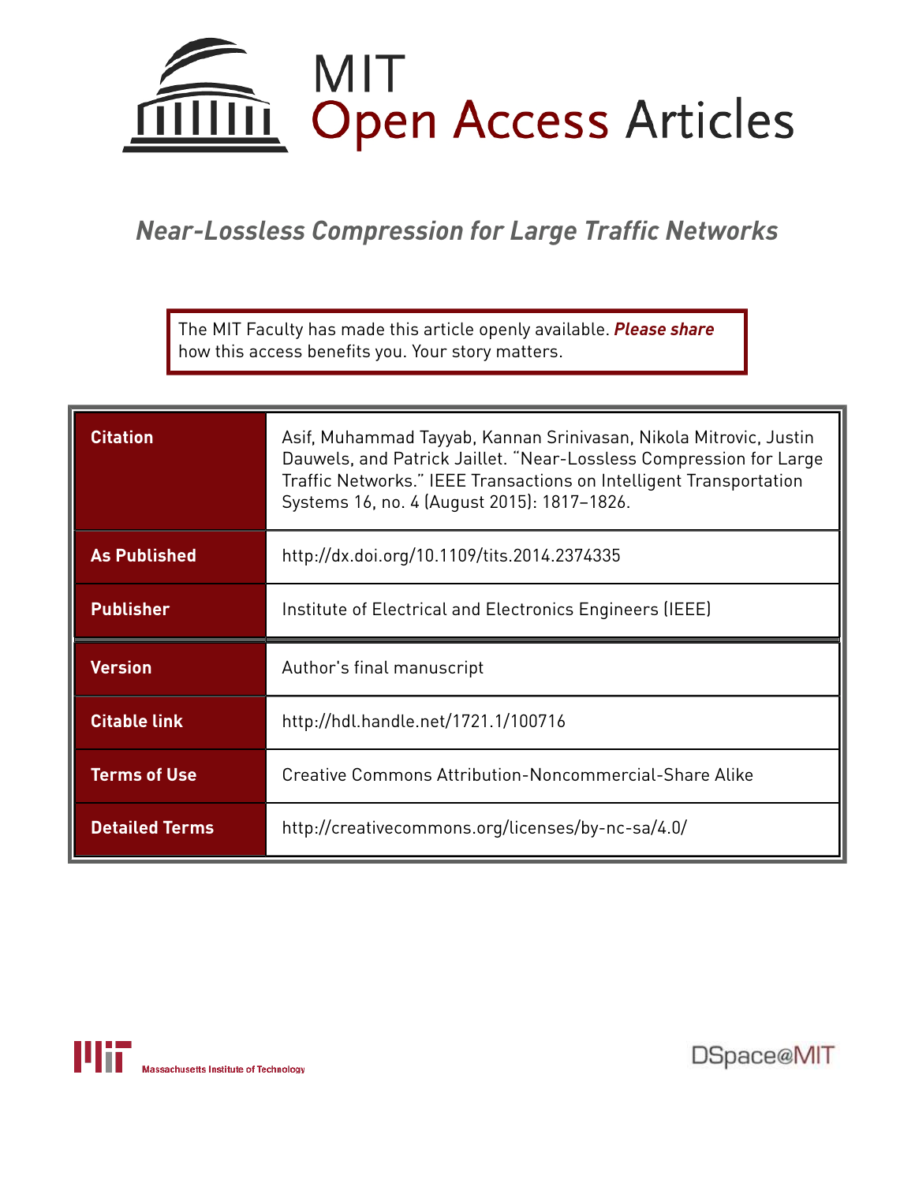# MIT Open Access Articles

## *Near-Lossless Compression for Large Traffic Networks*

The MIT Faculty has made this article openly available. ***Please share*** how this access benefits you. Your story matters.

| | |
|---|---|
| **Citation** | Asif, Muhammad Tayyab, Kannan Srinivasan, Nikola Mitrovic, Justin Dauwels, and Patrick Jaillet. "Near-Lossless Compression for Large Traffic Networks." IEEE Transactions on Intelligent Transportation Systems 16, no. 4 (August 2015): 1817–1826. |
| **As Published** | http://dx.doi.org/10.1109/tits.2014.2374335 |
| **Publisher** | Institute of Electrical and Electronics Engineers (IEEE) |
| **Version** | Author's final manuscript |
| **Citable link** | http://hdl.handle.net/1721.1/100716 |
| **Terms of Use** | Creative Commons Attribution-Noncommercial-Share Alike |
| **Detailed Terms** | http://creativecommons.org/licenses/by-nc-sa/4.0/ |

Massachusetts Institute of Technology

DSpace@MIT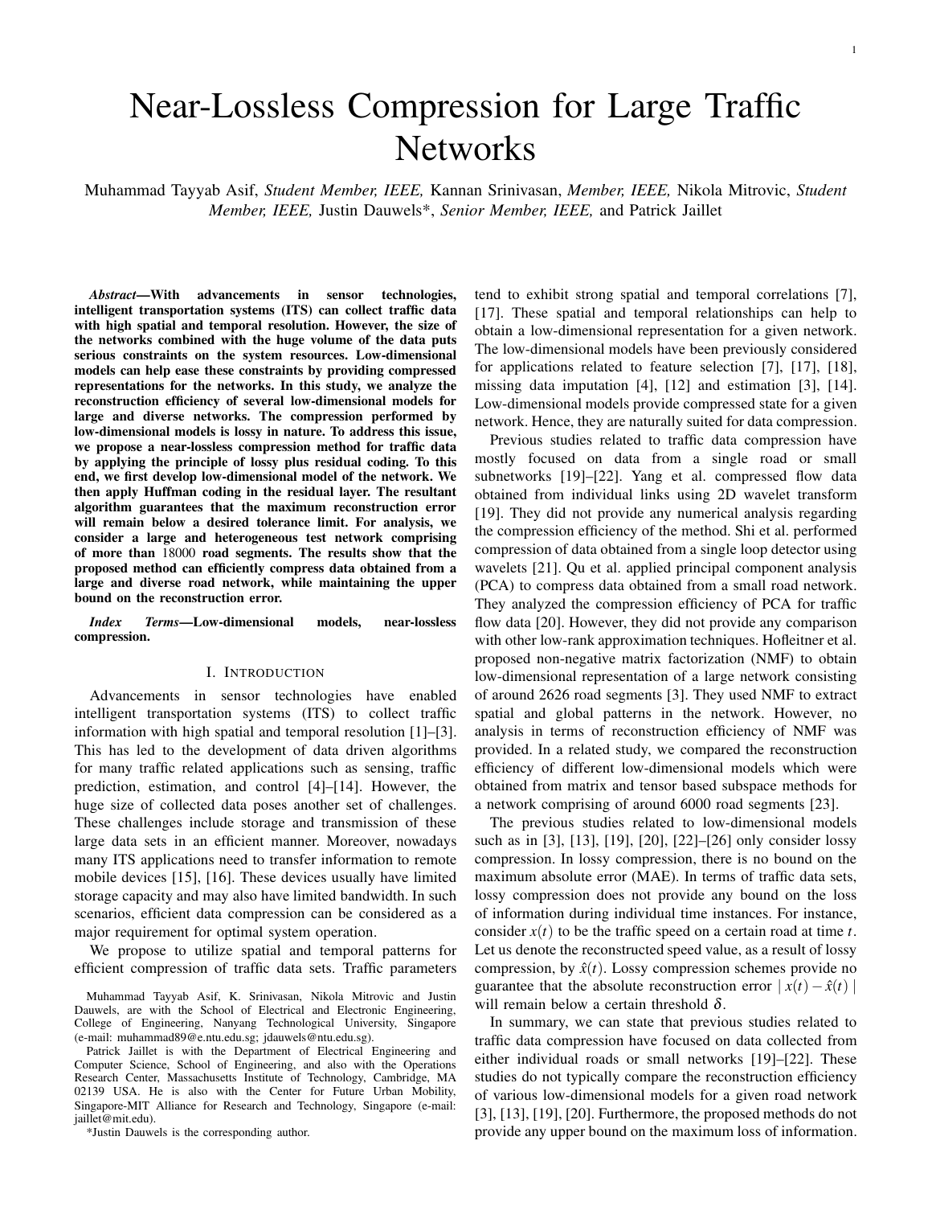# Near-Lossless Compression for Large Traffic Networks

Muhammad Tayyab Asif, *Student Member, IEEE,* Kannan Srinivasan, *Member, IEEE,* Nikola Mitrovic, *Student Member, IEEE,* Justin Dauwels*, *Senior Member, IEEE,* and Patrick Jaillet

***Abstract*—With advancements in sensor technologies, intelligent transportation systems (ITS) can collect traffic data with high spatial and temporal resolution. However, the size of the networks combined with the huge volume of the data puts serious constraints on the system resources. Low-dimensional models can help ease these constraints by providing compressed representations for the networks. In this study, we analyze the reconstruction efficiency of several low-dimensional models for large and diverse networks. The compression performed by low-dimensional models is lossy in nature. To address this issue, we propose a near-lossless compression method for traffic data by applying the principle of lossy plus residual coding. To this end, we first develop low-dimensional model of the network. We then apply Huffman coding in the residual layer. The resultant algorithm guarantees that the maximum reconstruction error will remain below a desired tolerance limit. For analysis, we consider a large and heterogeneous test network comprising of more than $18000$ road segments. The results show that the proposed method can efficiently compress data obtained from a large and diverse road network, while maintaining the upper bound on the reconstruction error.**

***Index Terms*—Low-dimensional models, near-lossless compression.**

## I. Introduction

Advancements in sensor technologies have enabled intelligent transportation systems (ITS) to collect traffic information with high spatial and temporal resolution [1]–[3]. This has led to the development of data driven algorithms for many traffic related applications such as sensing, traffic prediction, estimation, and control [4]–[14]. However, the huge size of collected data poses another set of challenges. These challenges include storage and transmission of these large data sets in an efficient manner. Moreover, nowadays many ITS applications need to transfer information to remote mobile devices [15], [16]. These devices usually have limited storage capacity and may also have limited bandwidth. In such scenarios, efficient data compression can be considered as a major requirement for optimal system operation.

We propose to utilize spatial and temporal patterns for efficient compression of traffic data sets. Traffic parameters tend to exhibit strong spatial and temporal correlations [7], [17]. These spatial and temporal relationships can help to obtain a low-dimensional representation for a given network. The low-dimensional models have been previously considered for applications related to feature selection [7], [17], [18], missing data imputation [4], [12] and estimation [3], [14]. Low-dimensional models provide compressed state for a given network. Hence, they are naturally suited for data compression.

Previous studies related to traffic data compression have mostly focused on data from a single road or small subnetworks [19]–[22]. Yang et al. compressed flow data obtained from individual links using 2D wavelet transform [19]. They did not provide any numerical analysis regarding the compression efficiency of the method. Shi et al. performed compression of data obtained from a single loop detector using wavelets [21]. Qu et al. applied principal component analysis (PCA) to compress data obtained from a small road network. They analyzed the compression efficiency of PCA for traffic flow data [20]. However, they did not provide any comparison with other low-rank approximation techniques. Hofleitner et al. proposed non-negative matrix factorization (NMF) to obtain low-dimensional representation of a large network consisting of around 2626 road segments [3]. They used NMF to extract spatial and global patterns in the network. However, no analysis in terms of reconstruction efficiency of NMF was provided. In a related study, we compared the reconstruction efficiency of different low-dimensional models which were obtained from matrix and tensor based subspace methods for a network comprising of around 6000 road segments [23].

The previous studies related to low-dimensional models such as in [3], [13], [19], [20], [22]–[26] only consider lossy compression. In lossy compression, there is no bound on the maximum absolute error (MAE). In terms of traffic data sets, lossy compression does not provide any bound on the loss of information during individual time instances. For instance, consider $x(t)$ to be the traffic speed on a certain road at time $t$. Let us denote the reconstructed speed value, as a result of lossy compression, by $\hat{x}(t)$. Lossy compression schemes provide no guarantee that the absolute reconstruction error $\mid x(t) - \hat{x}(t) \mid$ will remain below a certain threshold $\delta$.

In summary, we can state that previous studies related to traffic data compression have focused on data collected from either individual roads or small networks [19]–[22]. These studies do not typically compare the reconstruction efficiency of various low-dimensional models for a given road network [3], [13], [19], [20]. Furthermore, the proposed methods do not provide any upper bound on the maximum loss of information.

Muhammad Tayyab Asif, K. Srinivasan, Nikola Mitrovic and Justin Dauwels, are with the School of Electrical and Electronic Engineering, College of Engineering, Nanyang Technological University, Singapore (e-mail: muhammad89@e.ntu.edu.sg; jdauwels@ntu.edu.sg).

Patrick Jaillet is with the Department of Electrical Engineering and Computer Science, School of Engineering, and also with the Operations Research Center, Massachusetts Institute of Technology, Cambridge, MA 02139 USA. He is also with the Center for Future Urban Mobility, Singapore-MIT Alliance for Research and Technology, Singapore (e-mail: jaillet@mit.edu).

*Justin Dauwels is the corresponding author.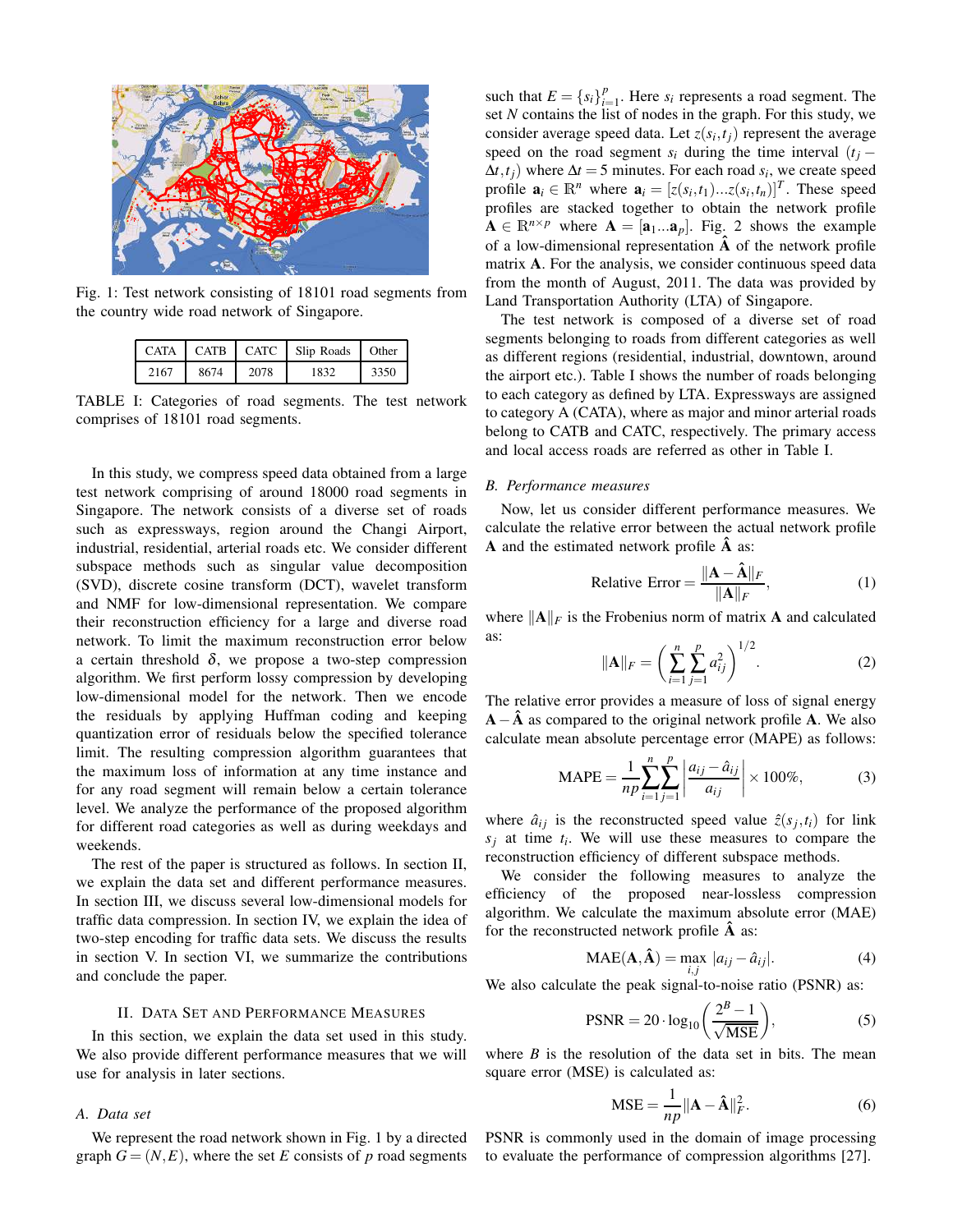Fig. 1: Test network consisting of 18101 road segments from the country wide road network of Singapore.

| CATA | CATB | CATC | Slip Roads | Other |
|---|---|---|---|---|
| 2167 | 8674 | 2078 | 1832 | 3350 |

TABLE I: Categories of road segments. The test network comprises of 18101 road segments.

In this study, we compress speed data obtained from a large test network comprising of around 18000 road segments in Singapore. The network consists of a diverse set of roads such as expressways, region around the Changi Airport, industrial, residential, arterial roads etc. We consider different subspace methods such as singular value decomposition (SVD), discrete cosine transform (DCT), wavelet transform and NMF for low-dimensional representation. We compare their reconstruction efficiency for a large and diverse road network. To limit the maximum reconstruction error below a certain threshold $\delta$, we propose a two-step compression algorithm. We first perform lossy compression by developing low-dimensional model for the network. Then we encode the residuals by applying Huffman coding and keeping quantization error of residuals below the specified tolerance limit. The resulting compression algorithm guarantees that the maximum loss of information at any time instance and for any road segment will remain below a certain tolerance level. We analyze the performance of the proposed algorithm for different road categories as well as during weekdays and weekends.

The rest of the paper is structured as follows. In section II, we explain the data set and different performance measures. In section III, we discuss several low-dimensional models for traffic data compression. In section IV, we explain the idea of two-step encoding for traffic data sets. We discuss the results in section V. In section VI, we summarize the contributions and conclude the paper.

## II. Data Set and Performance Measures

In this section, we explain the data set used in this study. We also provide different performance measures that we will use for analysis in later sections.

### A. Data set

We represent the road network shown in Fig. 1 by a directed graph $G = (N, E)$, where the set $E$ consists of $p$ road segments such that $E = \{s_i\}_{i=1}^{p}$. Here $s_i$ represents a road segment. The set $N$ contains the list of nodes in the graph. For this study, we consider average speed data. Let $z(s_i, t_j)$ represent the average speed on the road segment $s_i$ during the time interval $(t_j - \Delta t, t_j)$ where $\Delta t = 5$ minutes. For each road $s_i$, we create speed profile $\mathbf{a}_i \in \mathbb{R}^n$ where $\mathbf{a}_i = [z(s_i,t_1)...z(s_i,t_n)]^T$. These speed profiles are stacked together to obtain the network profile $\mathbf{A} \in \mathbb{R}^{n\times p}$ where $\mathbf{A} = [\mathbf{a}_1...\mathbf{a}_p]$. Fig. 2 shows the example of a low-dimensional representation $\hat{\mathbf{A}}$ of the network profile matrix $\mathbf{A}$. For the analysis, we consider continuous speed data from the month of August, 2011. The data was provided by Land Transportation Authority (LTA) of Singapore.

The test network is composed of a diverse set of road segments belonging to roads from different categories as well as different regions (residential, industrial, downtown, around the airport etc.). Table I shows the number of roads belonging to each category as defined by LTA. Expressways are assigned to category A (CATA), where as major and minor arterial roads belong to CATB and CATC, respectively. The primary access and local access roads are referred as other in Table I.

### B. Performance measures

Now, let us consider different performance measures. We calculate the relative error between the actual network profile $\mathbf{A}$ and the estimated network profile $\hat{\mathbf{A}}$ as:

$$\text{Relative Error} = \frac{\|\mathbf{A} - \hat{\mathbf{A}}\|_F}{\|\mathbf{A}\|_F}, \tag{1}$$

where $\|\mathbf{A}\|_F$ is the Frobenius norm of matrix $\mathbf{A}$ and calculated as:

$$\|\mathbf{A}\|_F = \left(\sum_{i=1}^{n}\sum_{j=1}^{p} a_{ij}^2\right)^{1/2}. \tag{2}$$

The relative error provides a measure of loss of signal energy $\mathbf{A} - \hat{\mathbf{A}}$ as compared to the original network profile $\mathbf{A}$. We also calculate mean absolute percentage error (MAPE) as follows:

$$\text{MAPE} = \frac{1}{np}\sum_{i=1}^{n}\sum_{j=1}^{p}\left|\frac{a_{ij} - \hat{a}_{ij}}{a_{ij}}\right| \times 100\%, \tag{3}$$

where $\hat{a}_{ij}$ is the reconstructed speed value $\hat{z}(s_j, t_i)$ for link $s_j$ at time $t_i$. We will use these measures to compare the reconstruction efficiency of different subspace methods.

We consider the following measures to analyze the efficiency of the proposed near-lossless compression algorithm. We calculate the maximum absolute error (MAE) for the reconstructed network profile $\hat{\mathbf{A}}$ as:

$$\text{MAE}(\mathbf{A}, \hat{\mathbf{A}}) = \max_{i,j} |a_{ij} - \hat{a}_{ij}|. \tag{4}$$

We also calculate the peak signal-to-noise ratio (PSNR) as:

$$\text{PSNR} = 20 \cdot \log_{10}\left(\frac{2^B - 1}{\sqrt{\text{MSE}}}\right), \tag{5}$$

where $B$ is the resolution of the data set in bits. The mean square error (MSE) is calculated as:

$$\text{MSE} = \frac{1}{np}\|\mathbf{A} - \hat{\mathbf{A}}\|_F^2. \tag{6}$$

PSNR is commonly used in the domain of image processing to evaluate the performance of compression algorithms [27].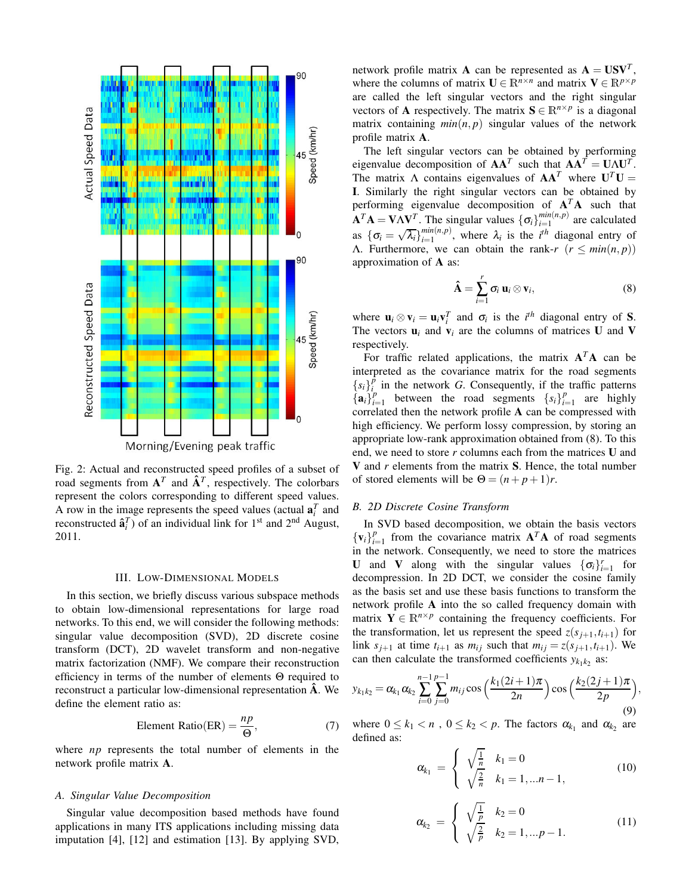Fig. 2: Actual and reconstructed speed profiles of a subset of road segments from $\mathbf{A}^T$ and $\hat{\mathbf{A}}^T$, respectively. The colorbars represent the colors corresponding to different speed values. A row in the image represents the speed values (actual $\mathbf{a}_i^T$ and reconstructed $\hat{\mathbf{a}}_i^T$) of an individual link for 1st and 2nd August, 2011.

## III. Low-Dimensional Models

In this section, we briefly discuss various subspace methods to obtain low-dimensional representations for large road networks. To this end, we will consider the following methods: singular value decomposition (SVD), 2D discrete cosine transform (DCT), 2D wavelet transform and non-negative matrix factorization (NMF). We compare their reconstruction efficiency in terms of the number of elements $\Theta$ required to reconstruct a particular low-dimensional representation $\hat{\mathbf{A}}$. We define the element ratio as:

$$\text{Element Ratio(ER)} = \frac{np}{\Theta}, \tag{7}$$

where $np$ represents the total number of elements in the network profile matrix $\mathbf{A}$.

### A. Singular Value Decomposition

Singular value decomposition based methods have found applications in many ITS applications including missing data imputation [4], [12] and estimation [13]. By applying SVD, network profile matrix $\mathbf{A}$ can be represented as $\mathbf{A} = \mathbf{U}\mathbf{S}\mathbf{V}^T$, where the columns of matrix $\mathbf{U} \in \mathbb{R}^{n \times n}$ and matrix $\mathbf{V} \in \mathbb{R}^{p \times p}$ are called the left singular vectors and the right singular vectors of $\mathbf{A}$ respectively. The matrix $\mathbf{S} \in \mathbb{R}^{n \times p}$ is a diagonal matrix containing $min(n, p)$ singular values of the network profile matrix $\mathbf{A}$.

The left singular vectors can be obtained by performing eigenvalue decomposition of $\mathbf{A}\mathbf{A}^T$ such that $\mathbf{A}\mathbf{A}^T = \mathbf{U}\Lambda\mathbf{U}^T$. The matrix $\Lambda$ contains eigenvalues of $\mathbf{A}\mathbf{A}^T$ where $\mathbf{U}^T\mathbf{U} = \mathbf{I}$. Similarly the right singular vectors can be obtained by performing eigenvalue decomposition of $\mathbf{A}^T\mathbf{A}$ such that $\mathbf{A}^T\mathbf{A} = \mathbf{V}\Lambda\mathbf{V}^T$. The singular values $\{\sigma_i\}_{i=1}^{min(n,p)}$ are calculated as $\{\sigma_i = \sqrt{\lambda_i}\}_{i=1}^{min(n,p)}$, where $\lambda_i$ is the $i^{th}$ diagonal entry of $\Lambda$. Furthermore, we can obtain the rank-$r$ ($r \leq min(n, p)$) approximation of $\mathbf{A}$ as:

$$\hat{\mathbf{A}} = \sum_{i=1}^{r} \sigma_i \, \mathbf{u}_i \otimes \mathbf{v}_i, \tag{8}$$

where $\mathbf{u}_i \otimes \mathbf{v}_i = \mathbf{u}_i \mathbf{v}_i^T$ and $\sigma_i$ is the $i^{th}$ diagonal entry of $\mathbf{S}$. The vectors $\mathbf{u}_i$ and $\mathbf{v}_i$ are the columns of matrices $\mathbf{U}$ and $\mathbf{V}$ respectively.

For traffic related applications, the matrix $\mathbf{A}^T\mathbf{A}$ can be interpreted as the covariance matrix for the road segments $\{s_i\}_i^p$ in the network $G$. Consequently, if the traffic patterns $\{\mathbf{a}_i\}_{i=1}^p$ between the road segments $\{s_i\}_{i=1}^p$ are highly correlated then the network profile $\mathbf{A}$ can be compressed with high efficiency. We perform lossy compression, by storing an appropriate low-rank approximation obtained from (8). To this end, we need to store $r$ columns each from the matrices $\mathbf{U}$ and $\mathbf{V}$ and $r$ elements from the matrix $\mathbf{S}$. Hence, the total number of stored elements will be $\Theta = (n + p + 1)r$.

### B. 2D Discrete Cosine Transform

In SVD based decomposition, we obtain the basis vectors $\{\mathbf{v}_i\}_{i=1}^p$ from the covariance matrix $\mathbf{A}^T\mathbf{A}$ of road segments in the network. Consequently, we need to store the matrices $\mathbf{U}$ and $\mathbf{V}$ along with the singular values $\{\sigma_i\}_{i=1}^r$ for decompression. In 2D DCT, we consider the cosine family as the basis set and use these basis functions to transform the network profile $\mathbf{A}$ into the so called frequency domain with matrix $\mathbf{Y} \in \mathbb{R}^{n \times p}$ containing the frequency coefficients. For the transformation, let us represent the speed $z(s_{j+1}, t_{i+1})$ for link $s_{j+1}$ at time $t_{i+1}$ as $m_{ij}$ such that $m_{ij} = z(s_{j+1}, t_{i+1})$. We can then calculate the transformed coefficients $y_{k_1 k_2}$ as:

$$y_{k_1 k_2} = \alpha_{k_1} \alpha_{k_2} \sum_{i=0}^{n-1} \sum_{j=0}^{p-1} m_{ij} \cos\left(\frac{k_1(2i+1)\pi}{2n}\right) \cos\left(\frac{k_2(2j+1)\pi}{2p}\right), \tag{9}$$

where $0 \leq k_1 < n$ , $0 \leq k_2 < p$. The factors $\alpha_{k_1}$ and $\alpha_{k_2}$ are defined as:

$$\alpha_{k_1} = \begin{cases} \sqrt{\frac{1}{n}} & k_1 = 0 \\ \sqrt{\frac{2}{n}} & k_1 = 1, \ldots n-1, \end{cases} \tag{10}$$

$$\alpha_{k_2} = \begin{cases} \sqrt{\frac{1}{p}} & k_2 = 0 \\ \sqrt{\frac{2}{p}} & k_2 = 1, \ldots p-1. \end{cases} \tag{11}$$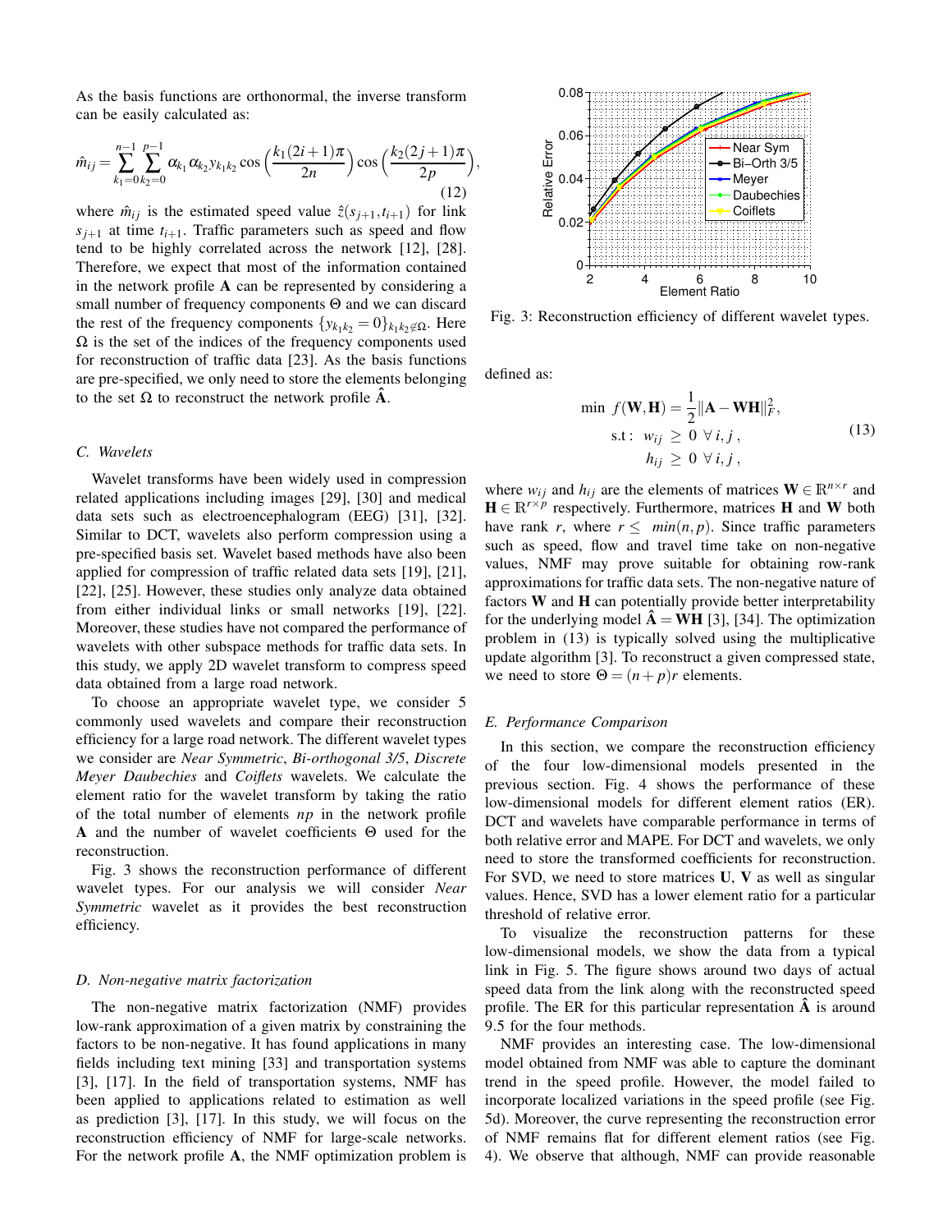As the basis functions are orthonormal, the inverse transform can be easily calculated as:

$$\hat{m}_{ij} = \sum_{k_1=0}^{n-1}\sum_{k_2=0}^{p-1} \alpha_{k_1}\alpha_{k_2} y_{k_1 k_2} \cos\left(\frac{k_1(2i+1)\pi}{2n}\right)\cos\left(\frac{k_2(2j+1)\pi}{2p}\right), \tag{12}$$

where $\hat{m}_{ij}$ is the estimated speed value $\hat{z}(s_{j+1}, t_{i+1})$ for link $s_{j+1}$ at time $t_{i+1}$. Traffic parameters such as speed and flow tend to be highly correlated across the network [12], [28]. Therefore, we expect that most of the information contained in the network profile $\mathbf{A}$ can be represented by considering a small number of frequency components $\Theta$ and we can discard the rest of the frequency components $\{y_{k_1 k_2} = 0\}_{k_1 k_2 \notin \Omega}$. Here $\Omega$ is the set of the indices of the frequency components used for reconstruction of traffic data [23]. As the basis functions are pre-specified, we only need to store the elements belonging to the set $\Omega$ to reconstruct the network profile $\hat{\mathbf{A}}$.

### C. Wavelets

Wavelet transforms have been widely used in compression related applications including images [29], [30] and medical data sets such as electroencephalogram (EEG) [31], [32]. Similar to DCT, wavelets also perform compression using a pre-specified basis set. Wavelet based methods have also been applied for compression of traffic related data sets [19], [21], [22], [25]. However, these studies only analyze data obtained from either individual links or small networks [19], [22]. Moreover, these studies have not compared the performance of wavelets with other subspace methods for traffic data sets. In this study, we apply 2D wavelet transform to compress speed data obtained from a large road network.

To choose an appropriate wavelet type, we consider 5 commonly used wavelets and compare their reconstruction efficiency for a large road network. The different wavelet types we consider are *Near Symmetric*, *Bi-orthogonal 3/5*, *Discrete Meyer Daubechies* and *Coiflets* wavelets. We calculate the element ratio for the wavelet transform by taking the ratio of the total number of elements $np$ in the network profile $\mathbf{A}$ and the number of wavelet coefficients $\Theta$ used for the reconstruction.

Fig. 3 shows the reconstruction performance of different wavelet types. For our analysis we will consider *Near Symmetric* wavelet as it provides the best reconstruction efficiency.

Fig. 3: Reconstruction efficiency of different wavelet types.

### D. Non-negative matrix factorization

The non-negative matrix factorization (NMF) provides low-rank approximation of a given matrix by constraining the factors to be non-negative. It has found applications in many fields including text mining [33] and transportation systems [3], [17]. In the field of transportation systems, NMF has been applied to applications related to estimation as well as prediction [3], [17]. In this study, we will focus on the reconstruction efficiency of NMF for large-scale networks. For the network profile $\mathbf{A}$, the NMF optimization problem is defined as:

$$\begin{aligned} \min\ f(\mathbf{W},\mathbf{H}) &= \frac{1}{2}\|\mathbf{A} - \mathbf{W}\mathbf{H}\|_F^2, \\ \text{s.t}:\ w_{ij} &\geq 0\ \forall\, i,j\,, \\ h_{ij} &\geq 0\ \forall\, i,j\,, \end{aligned} \tag{13}$$

where $w_{ij}$ and $h_{ij}$ are the elements of matrices $\mathbf{W} \in \mathbb{R}^{n \times r}$ and $\mathbf{H} \in \mathbb{R}^{r \times p}$ respectively. Furthermore, matrices $\mathbf{H}$ and $\mathbf{W}$ both have rank $r$, where $r \leq \ min(n, p)$. Since traffic parameters such as speed, flow and travel time take on non-negative values, NMF may prove suitable for obtaining row-rank approximations for traffic data sets. The non-negative nature of factors $\mathbf{W}$ and $\mathbf{H}$ can potentially provide better interpretability for the underlying model $\hat{\mathbf{A}} = \mathbf{W}\mathbf{H}$ [3], [34]. The optimization problem in (13) is typically solved using the multiplicative update algorithm [3]. To reconstruct a given compressed state, we need to store $\Theta = (n+p)r$ elements.

### E. Performance Comparison

In this section, we compare the reconstruction efficiency of the four low-dimensional models presented in the previous section. Fig. 4 shows the performance of these low-dimensional models for different element ratios (ER). DCT and wavelets have comparable performance in terms of both relative error and MAPE. For DCT and wavelets, we only need to store the transformed coefficients for reconstruction. For SVD, we need to store matrices $\mathbf{U}$, $\mathbf{V}$ as well as singular values. Hence, SVD has a lower element ratio for a particular threshold of relative error.

To visualize the reconstruction patterns for these low-dimensional models, we show the data from a typical link in Fig. 5. The figure shows around two days of actual speed data from the link along with the reconstructed speed profile. The ER for this particular representation $\hat{\mathbf{A}}$ is around 9.5 for the four methods.

NMF provides an interesting case. The low-dimensional model obtained from NMF was able to capture the dominant trend in the speed profile. However, the model failed to incorporate localized variations in the speed profile (see Fig. 5d). Moreover, the curve representing the reconstruction error of NMF remains flat for different element ratios (see Fig. 4). We observe that although, NMF can provide reasonable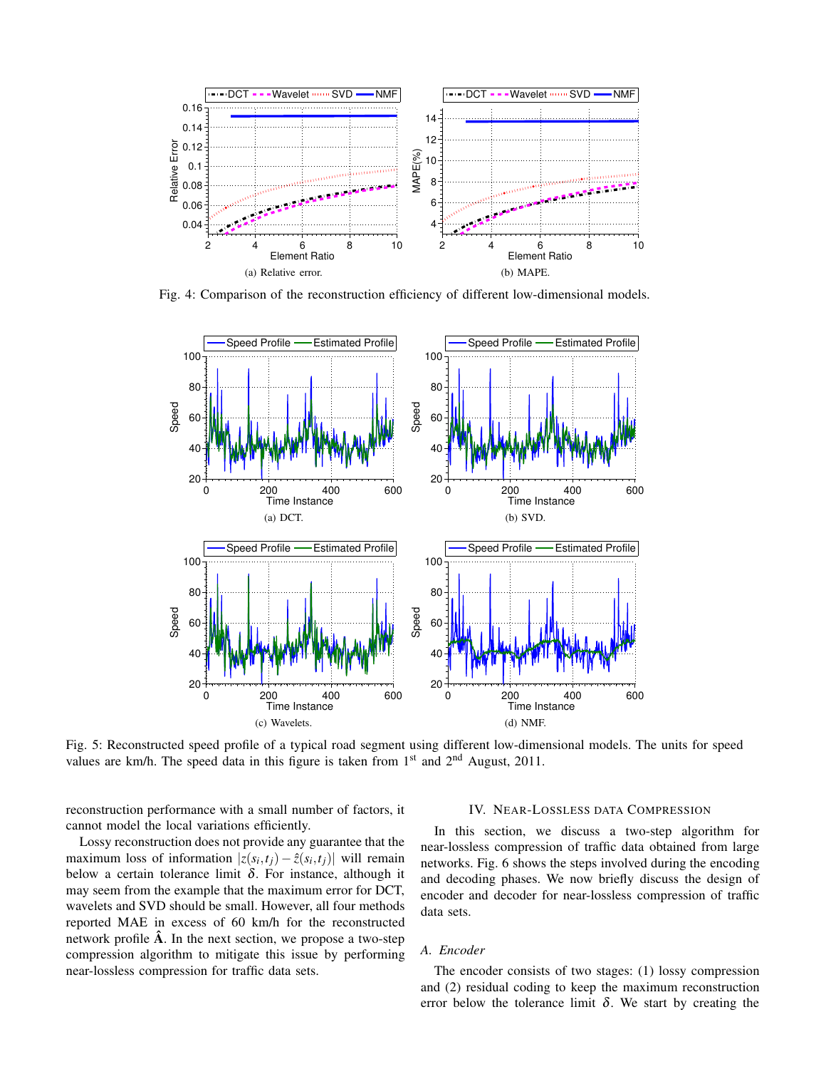(a) Relative error.

(b) MAPE.

Fig. 4: Comparison of the reconstruction efficiency of different low-dimensional models.

(a) DCT.

(b) SVD.

(c) Wavelets.

(d) NMF.

Fig. 5: Reconstructed speed profile of a typical road segment using different low-dimensional models. The units for speed values are km/h. The speed data in this figure is taken from 1st and 2nd August, 2011.

reconstruction performance with a small number of factors, it cannot model the local variations efficiently.

Lossy reconstruction does not provide any guarantee that the maximum loss of information $|z(s_i,t_j) - \hat{z}(s_i,t_j)|$ will remain below a certain tolerance limit $\delta$. For instance, although it may seem from the example that the maximum error for DCT, wavelets and SVD should be small. However, all four methods reported MAE in excess of 60 km/h for the reconstructed network profile $\hat{\mathbf{A}}$. In the next section, we propose a two-step compression algorithm to mitigate this issue by performing near-lossless compression for traffic data sets.

## IV. Near-Lossless data Compression

In this section, we discuss a two-step algorithm for near-lossless compression of traffic data obtained from large networks. Fig. 6 shows the steps involved during the encoding and decoding phases. We now briefly discuss the design of encoder and decoder for near-lossless compression of traffic data sets.

### A. Encoder

The encoder consists of two stages: (1) lossy compression and (2) residual coding to keep the maximum reconstruction error below the tolerance limit $\delta$. We start by creating the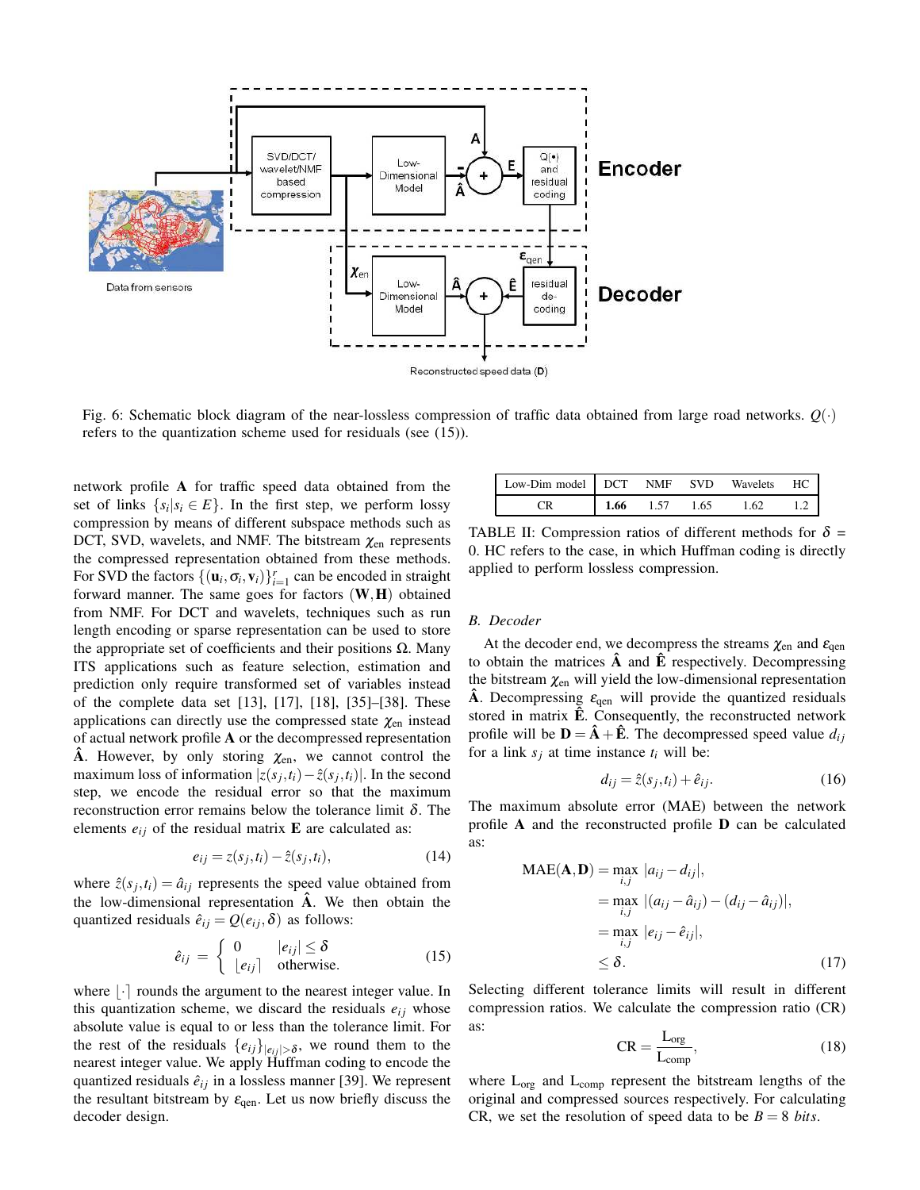Fig. 6: Schematic block diagram of the near-lossless compression of traffic data obtained from large road networks. $Q(\cdot)$ refers to the quantization scheme used for residuals (see (15)).

network profile $\mathbf{A}$ for traffic speed data obtained from the set of links $\{s_i | s_i \in E\}$. In the first step, we perform lossy compression by means of different subspace methods such as DCT, SVD, wavelets, and NMF. The bitstream $\chi_{\text{en}}$ represents the compressed representation obtained from these methods. For SVD the factors $\{(\mathbf{u}_i, \sigma_i, \mathbf{v}_i)\}_{i=1}^{r}$ can be encoded in straight forward manner. The same goes for factors $(\mathbf{W}, \mathbf{H})$ obtained from NMF. For DCT and wavelets, techniques such as run length encoding or sparse representation can be used to store the appropriate set of coefficients and their positions $\Omega$. Many ITS applications such as feature selection, estimation and prediction only require transformed set of variables instead of the complete data set [13], [17], [18], [35]–[38]. These applications can directly use the compressed state $\chi_{\text{en}}$ instead of actual network profile $\mathbf{A}$ or the decompressed representation $\hat{\mathbf{A}}$. However, by only storing $\chi_{\text{en}}$, we cannot control the maximum loss of information $|z(s_j, t_i) - \hat{z}(s_j, t_i)|$. In the second step, we encode the residual error so that the maximum reconstruction error remains below the tolerance limit $\delta$. The elements $e_{ij}$ of the residual matrix $\mathbf{E}$ are calculated as:

$$e_{ij} = z(s_j, t_i) - \hat{z}(s_j, t_i), \tag{14}$$

where $\hat{z}(s_j, t_i) = \hat{a}_{ij}$ represents the speed value obtained from the low-dimensional representation $\hat{\mathbf{A}}$. We then obtain the quantized residuals $\hat{e}_{ij} = Q(e_{ij}, \delta)$ as follows:

$$\hat{e}_{ij} = \begin{cases} 0 & |e_{ij}| \leq \delta \\ \lfloor e_{ij} \rceil & \text{otherwise.} \end{cases} \tag{15}$$

where $\lfloor \cdot \rceil$ rounds the argument to the nearest integer value. In this quantization scheme, we discard the residuals $e_{ij}$ whose absolute value is equal to or less than the tolerance limit. For the rest of the residuals $\{e_{ij}\}_{|e_{ij}| > \delta}$, we round them to the nearest integer value. We apply Huffman coding to encode the quantized residuals $\hat{e}_{ij}$ in a lossless manner [39]. We represent the resultant bitstream by $\varepsilon_{\text{qen}}$. Let us now briefly discuss the decoder design.

| Low-Dim model | DCT | NMF | SVD | Wavelets | HC |
|---|---|---|---|---|---|
| CR | **1.66** | 1.57 | 1.65 | 1.62 | 1.2 |

TABLE II: Compression ratios of different methods for $\delta = 0$. HC refers to the case, in which Huffman coding is directly applied to perform lossless compression.

### *B. Decoder*

At the decoder end, we decompress the streams $\chi_{\text{en}}$ and $\varepsilon_{\text{qen}}$ to obtain the matrices $\hat{\mathbf{A}}$ and $\hat{\mathbf{E}}$ respectively. Decompressing the bitstream $\chi_{\text{en}}$ will yield the low-dimensional representation $\hat{\mathbf{A}}$. Decompressing $\varepsilon_{\text{qen}}$ will provide the quantized residuals stored in matrix $\hat{\mathbf{E}}$. Consequently, the reconstructed network profile will be $\mathbf{D} = \hat{\mathbf{A}} + \hat{\mathbf{E}}$. The decompressed speed value $d_{ij}$ for a link $s_j$ at time instance $t_i$ will be:

$$d_{ij} = \hat{z}(s_j, t_i) + \hat{e}_{ij}. \tag{16}$$

The maximum absolute error (MAE) between the network profile $\mathbf{A}$ and the reconstructed profile $\mathbf{D}$ can be calculated as:

$$\begin{aligned} \text{MAE}(\mathbf{A}, \mathbf{D}) &= \max_{i,j} \; |a_{ij} - d_{ij}|, \\ &= \max_{i,j} \; |(a_{ij} - \hat{a}_{ij}) - (d_{ij} - \hat{a}_{ij})|, \\ &= \max_{i,j} \; |e_{ij} - \hat{e}_{ij}|, \\ &\leq \delta. \end{aligned} \tag{17}$$

Selecting different tolerance limits will result in different compression ratios. We calculate the compression ratio (CR) as:

$$\text{CR} = \frac{\text{L}_{\text{org}}}{\text{L}_{\text{comp}}}, \tag{18}$$

where $\text{L}_{\text{org}}$ and $\text{L}_{\text{comp}}$ represent the bitstream lengths of the original and compressed sources respectively. For calculating CR, we set the resolution of speed data to be $B = 8$ *bits*.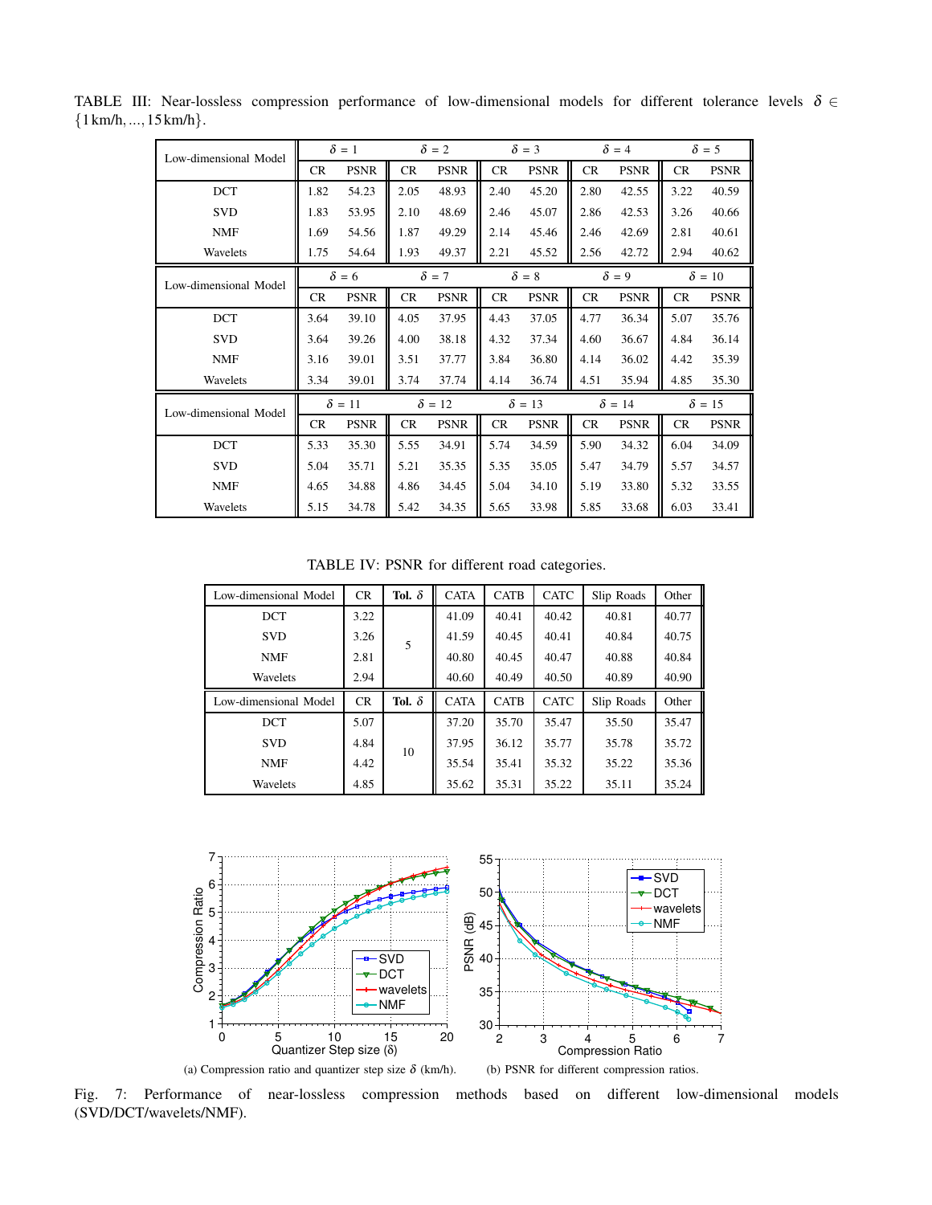TABLE III: Near-lossless compression performance of low-dimensional models for different tolerance levels $\delta \in \{1\,\text{km/h}, \ldots, 15\,\text{km/h}\}$.

| Low-dimensional Model | $\delta = 1$ | | $\delta = 2$ | | $\delta = 3$ | | $\delta = 4$ | | $\delta = 5$ | |
|---|---|---|---|---|---|---|---|---|---|---|
| | CR | PSNR | CR | PSNR | CR | PSNR | CR | PSNR | CR | PSNR |
| DCT | 1.82 | 54.23 | 2.05 | 48.93 | 2.40 | 45.20 | 2.80 | 42.55 | 3.22 | 40.59 |
| SVD | 1.83 | 53.95 | 2.10 | 48.69 | 2.46 | 45.07 | 2.86 | 42.53 | 3.26 | 40.66 |
| NMF | 1.69 | 54.56 | 1.87 | 49.29 | 2.14 | 45.46 | 2.46 | 42.69 | 2.81 | 40.61 |
| Wavelets | 1.75 | 54.64 | 1.93 | 49.37 | 2.21 | 45.52 | 2.56 | 42.72 | 2.94 | 40.62 |
| **Low-dimensional Model** | $\delta = 6$ | | $\delta = 7$ | | $\delta = 8$ | | $\delta = 9$ | | $\delta = 10$ | |
| | CR | PSNR | CR | PSNR | CR | PSNR | CR | PSNR | CR | PSNR |
| DCT | 3.64 | 39.10 | 4.05 | 37.95 | 4.43 | 37.05 | 4.77 | 36.34 | 5.07 | 35.76 |
| SVD | 3.64 | 39.26 | 4.00 | 38.18 | 4.32 | 37.34 | 4.60 | 36.67 | 4.84 | 36.14 |
| NMF | 3.16 | 39.01 | 3.51 | 37.77 | 3.84 | 36.80 | 4.14 | 36.02 | 4.42 | 35.39 |
| Wavelets | 3.34 | 39.01 | 3.74 | 37.74 | 4.14 | 36.74 | 4.51 | 35.94 | 4.85 | 35.30 |
| **Low-dimensional Model** | $\delta = 11$ | | $\delta = 12$ | | $\delta = 13$ | | $\delta = 14$ | | $\delta = 15$ | |
| | CR | PSNR | CR | PSNR | CR | PSNR | CR | PSNR | CR | PSNR |
| DCT | 5.33 | 35.30 | 5.55 | 34.91 | 5.74 | 34.59 | 5.90 | 34.32 | 6.04 | 34.09 |
| SVD | 5.04 | 35.71 | 5.21 | 35.35 | 5.35 | 35.05 | 5.47 | 34.79 | 5.57 | 34.57 |
| NMF | 4.65 | 34.88 | 4.86 | 34.45 | 5.04 | 34.10 | 5.19 | 33.80 | 5.32 | 33.55 |
| Wavelets | 5.15 | 34.78 | 5.42 | 34.35 | 5.65 | 33.98 | 5.85 | 33.68 | 6.03 | 33.41 |

TABLE IV: PSNR for different road categories.

| Low-dimensional Model | CR | **Tol. $\delta$** | CATA | CATB | CATC | Slip Roads | Other |
|---|---|---|---|---|---|---|---|
| DCT | 3.22 | 5 | 41.09 | 40.41 | 40.42 | 40.81 | 40.77 |
| SVD | 3.26 | | 41.59 | 40.45 | 40.41 | 40.84 | 40.75 |
| NMF | 2.81 | | 40.80 | 40.45 | 40.47 | 40.88 | 40.84 |
| Wavelets | 2.94 | | 40.60 | 40.49 | 40.50 | 40.89 | 40.90 |
| **Low-dimensional Model** | **CR** | **Tol. $\delta$** | **CATA** | **CATB** | **CATC** | **Slip Roads** | **Other** |
| DCT | 5.07 | 10 | 37.20 | 35.70 | 35.47 | 35.50 | 35.47 |
| SVD | 4.84 | | 37.95 | 36.12 | 35.77 | 35.78 | 35.72 |
| NMF | 4.42 | | 35.54 | 35.41 | 35.32 | 35.22 | 35.36 |
| Wavelets | 4.85 | | 35.62 | 35.31 | 35.22 | 35.11 | 35.24 |

(a) Compression ratio and quantizer step size $\delta$ (km/h).

(b) PSNR for different compression ratios.

Fig. 7: Performance of near-lossless compression methods based on different low-dimensional models (SVD/DCT/wavelets/NMF).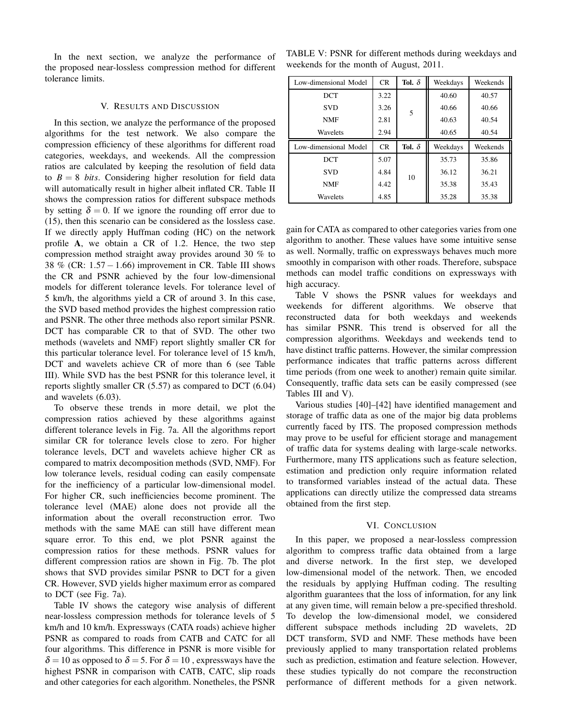In the next section, we analyze the performance of the proposed near-lossless compression method for different tolerance limits.

## V. Results and Discussion

In this section, we analyze the performance of the proposed algorithms for the test network. We also compare the compression efficiency of these algorithms for different road categories, weekdays, and weekends. All the compression ratios are calculated by keeping the resolution of field data to $B = 8$ *bits*. Considering higher resolution for field data will automatically result in higher albeit inflated CR. Table II shows the compression ratios for different subspace methods by setting $\delta = 0$. If we ignore the rounding off error due to (15), then this scenario can be considered as the lossless case. If we directly apply Huffman coding (HC) on the network profile $\mathbf{A}$, we obtain a CR of 1.2. Hence, the two step compression method straight away provides around 30 % to 38 % (CR: $1.57 - 1.66$) improvement in CR. Table III shows the CR and PSNR achieved by the four low-dimensional models for different tolerance levels. For tolerance level of 5 km/h, the algorithms yield a CR of around 3. In this case, the SVD based method provides the highest compression ratio and PSNR. The other three methods also report similar PSNR. DCT has comparable CR to that of SVD. The other two methods (wavelets and NMF) report slightly smaller CR for this particular tolerance level. For tolerance level of 15 km/h, DCT and wavelets achieve CR of more than 6 (see Table III). While SVD has the best PSNR for this tolerance level, it reports slightly smaller CR (5.57) as compared to DCT (6.04) and wavelets (6.03).

To observe these trends in more detail, we plot the compression ratios achieved by these algorithms against different tolerance levels in Fig. 7a. All the algorithms report similar CR for tolerance levels close to zero. For higher tolerance levels, DCT and wavelets achieve higher CR as compared to matrix decomposition methods (SVD, NMF). For low tolerance levels, residual coding can easily compensate for the inefficiency of a particular low-dimensional model. For higher CR, such inefficiencies become prominent. The tolerance level (MAE) alone does not provide all the information about the overall reconstruction error. Two methods with the same MAE can still have different mean square error. To this end, we plot PSNR against the compression ratios for these methods. PSNR values for different compression ratios are shown in Fig. 7b. The plot shows that SVD provides similar PSNR to DCT for a given CR. However, SVD yields higher maximum error as compared to DCT (see Fig. 7a).

Table IV shows the category wise analysis of different near-lossless compression methods for tolerance levels of 5 km/h and 10 km/h. Expressways (CATA roads) achieve higher PSNR as compared to roads from CATB and CATC for all four algorithms. This difference in PSNR is more visible for $\delta = 10$ as opposed to $\delta = 5$. For $\delta = 10$ , expressways have the highest PSNR in comparison with CATB, CATC, slip roads and other categories for each algorithm. Nonetheles, the PSNR gain for CATA as compared to other categories varies from one algorithm to another. These values have some intuitive sense as well. Normally, traffic on expressways behaves much more smoothly in comparison with other roads. Therefore, subspace methods can model traffic conditions on expressways with high accuracy.

TABLE V: PSNR for different methods during weekdays and weekends for the month of August, 2011.

| Low-dimensional Model | CR | **Tol. $\delta$** | Weekdays | Weekends |
|---|---|---|---|---|
| DCT | 3.22 | 5 | 40.60 | 40.57 |
| SVD | 3.26 | | 40.66 | 40.66 |
| NMF | 2.81 | | 40.63 | 40.54 |
| Wavelets | 2.94 | | 40.65 | 40.54 |
| **Low-dimensional Model** | **CR** | **Tol. $\delta$** | **Weekdays** | **Weekends** |
| DCT | 5.07 | 10 | 35.73 | 35.86 |
| SVD | 4.84 | | 36.12 | 36.21 |
| NMF | 4.42 | | 35.38 | 35.43 |
| Wavelets | 4.85 | | 35.28 | 35.38 |

Table V shows the PSNR values for weekdays and weekends for different algorithms. We observe that reconstructed data for both weekdays and weekends has similar PSNR. This trend is observed for all the compression algorithms. Weekdays and weekends tend to have distinct traffic patterns. However, the similar compression performance indicates that traffic patterns across different time periods (from one week to another) remain quite similar. Consequently, traffic data sets can be easily compressed (see Tables III and V).

Various studies [40]–[42] have identified management and storage of traffic data as one of the major big data problems currently faced by ITS. The proposed compression methods may prove to be useful for efficient storage and management of traffic data for systems dealing with large-scale networks. Furthermore, many ITS applications such as feature selection, estimation and prediction only require information related to transformed variables instead of the actual data. These applications can directly utilize the compressed data streams obtained from the first step.

## VI. Conclusion

In this paper, we proposed a near-lossless compression algorithm to compress traffic data obtained from a large and diverse network. In the first step, we developed low-dimensional model of the network. Then, we encoded the residuals by applying Huffman coding. The resulting algorithm guarantees that the loss of information, for any link at any given time, will remain below a pre-specified threshold. To develop the low-dimensional model, we considered different subspace methods including 2D wavelets, 2D DCT transform, SVD and NMF. These methods have been previously applied to many transportation related problems such as prediction, estimation and feature selection. However, these studies typically do not compare the reconstruction performance of different methods for a given network.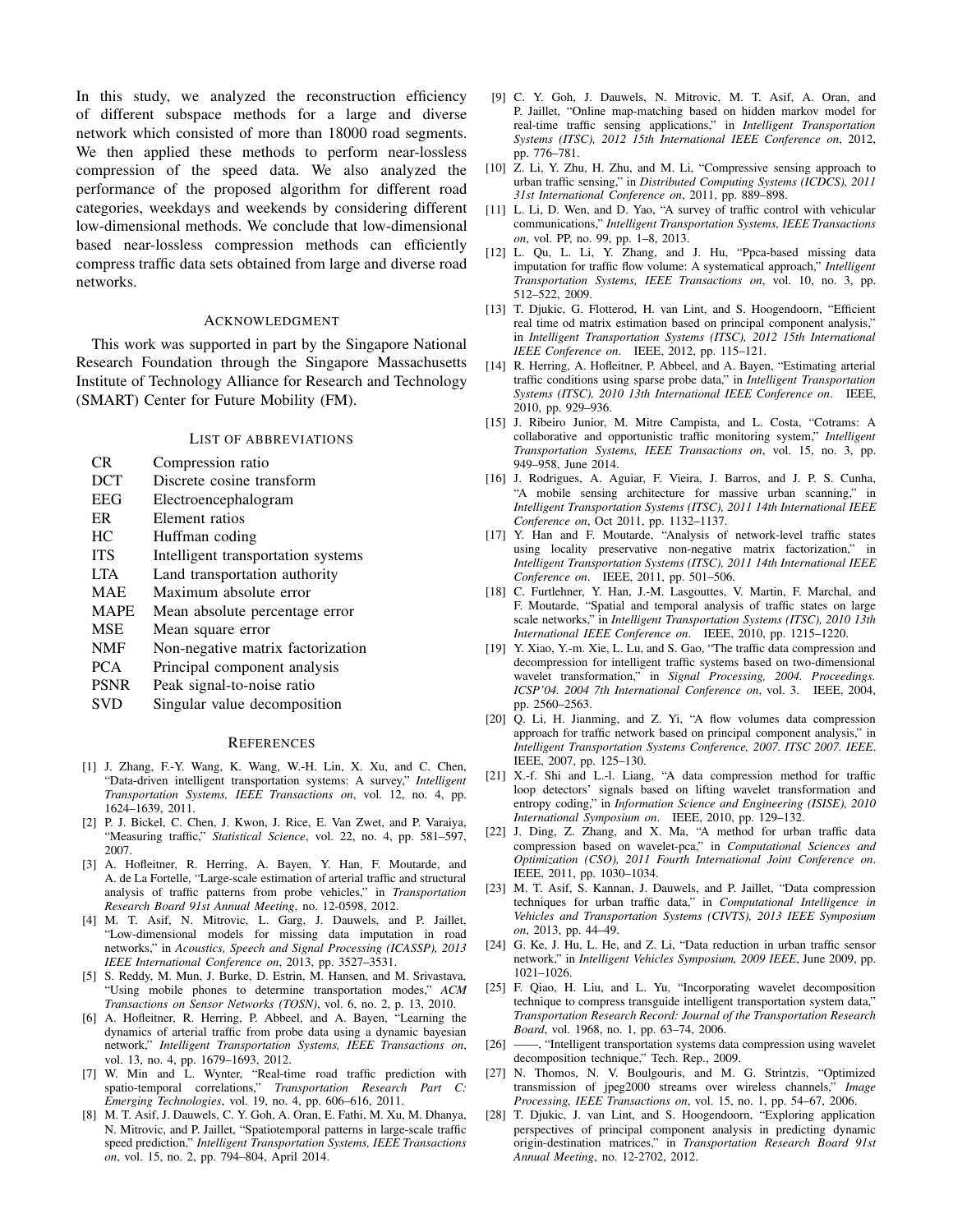In this study, we analyzed the reconstruction efficiency of different subspace methods for a large and diverse network which consisted of more than 18000 road segments. We then applied these methods to perform near-lossless compression of the speed data. We also analyzed the performance of the proposed algorithm for different road categories, weekdays and weekends by considering different low-dimensional methods. We conclude that low-dimensional based near-lossless compression methods can efficiently compress traffic data sets obtained from large and diverse road networks.

## Acknowledgment

This work was supported in part by the Singapore National Research Foundation through the Singapore Massachusetts Institute of Technology Alliance for Research and Technology (SMART) Center for Future Mobility (FM).

## List of abbreviations

| | |
|---|---|
| CR | Compression ratio |
| DCT | Discrete cosine transform |
| EEG | Electroencephalogram |
| ER | Element ratios |
| HC | Huffman coding |
| ITS | Intelligent transportation systems |
| LTA | Land transportation authority |
| MAE | Maximum absolute error |
| MAPE | Mean absolute percentage error |
| MSE | Mean square error |
| NMF | Non-negative matrix factorization |
| PCA | Principal component analysis |
| PSNR | Peak signal-to-noise ratio |
| SVD | Singular value decomposition |

## References

[1] J. Zhang, F.-Y. Wang, K. Wang, W.-H. Lin, X. Xu, and C. Chen, "Data-driven intelligent transportation systems: A survey," *Intelligent Transportation Systems, IEEE Transactions on*, vol. 12, no. 4, pp. 1624–1639, 2011.

[2] P. J. Bickel, C. Chen, J. Kwon, J. Rice, E. Van Zwet, and P. Varaiya, "Measuring traffic," *Statistical Science*, vol. 22, no. 4, pp. 581–597, 2007.

[3] A. Hofleitner, R. Herring, A. Bayen, Y. Han, F. Moutarde, and A. de La Fortelle, "Large-scale estimation of arterial traffic and structural analysis of traffic patterns from probe vehicles," in *Transportation Research Board 91st Annual Meeting*, no. 12-0598, 2012.

[4] M. T. Asif, N. Mitrovic, L. Garg, J. Dauwels, and P. Jaillet, "Low-dimensional models for missing data imputation in road networks," in *Acoustics, Speech and Signal Processing (ICASSP), 2013 IEEE International Conference on*, 2013, pp. 3527–3531.

[5] S. Reddy, M. Mun, J. Burke, D. Estrin, M. Hansen, and M. Srivastava, "Using mobile phones to determine transportation modes," *ACM Transactions on Sensor Networks (TOSN)*, vol. 6, no. 2, p. 13, 2010.

[6] A. Hofleitner, R. Herring, P. Abbeel, and A. Bayen, "Learning the dynamics of arterial traffic from probe data using a dynamic bayesian network," *Intelligent Transportation Systems, IEEE Transactions on*, vol. 13, no. 4, pp. 1679–1693, 2012.

[7] W. Min and L. Wynter, "Real-time road traffic prediction with spatio-temporal correlations," *Transportation Research Part C: Emerging Technologies*, vol. 19, no. 4, pp. 606–616, 2011.

[8] M. T. Asif, J. Dauwels, C. Y. Goh, A. Oran, E. Fathi, M. Xu, M. Dhanya, N. Mitrovic, and P. Jaillet, "Spatiotemporal patterns in large-scale traffic speed prediction," *Intelligent Transportation Systems, IEEE Transactions on*, vol. 15, no. 2, pp. 794–804, April 2014.

[9] C. Y. Goh, J. Dauwels, N. Mitrovic, M. T. Asif, A. Oran, and P. Jaillet, "Online map-matching based on hidden markov model for real-time traffic sensing applications," in *Intelligent Transportation Systems (ITSC), 2012 15th International IEEE Conference on*, 2012, pp. 776–781.

[10] Z. Li, Y. Zhu, H. Zhu, and M. Li, "Compressive sensing approach to urban traffic sensing," in *Distributed Computing Systems (ICDCS), 2011 31st International Conference on*, 2011, pp. 889–898.

[11] L. Li, D. Wen, and D. Yao, "A survey of traffic control with vehicular communications," *Intelligent Transportation Systems, IEEE Transactions on*, vol. PP, no. 99, pp. 1–8, 2013.

[12] L. Qu, L. Li, Y. Zhang, and J. Hu, "Ppca-based missing data imputation for traffic flow volume: A systematical approach," *Intelligent Transportation Systems, IEEE Transactions on*, vol. 10, no. 3, pp. 512–522, 2009.

[13] T. Djukic, G. Flotterod, H. van Lint, and S. Hoogendoorn, "Efficient real time od matrix estimation based on principal component analysis," in *Intelligent Transportation Systems (ITSC), 2012 15th International IEEE Conference on*. IEEE, 2012, pp. 115–121.

[14] R. Herring, A. Hofleitner, P. Abbeel, and A. Bayen, "Estimating arterial traffic conditions using sparse probe data," in *Intelligent Transportation Systems (ITSC), 2010 13th International IEEE Conference on*. IEEE, 2010, pp. 929–936.

[15] J. Ribeiro Junior, M. Mitre Campista, and L. Costa, "Cotrams: A collaborative and opportunistic traffic monitoring system," *Intelligent Transportation Systems, IEEE Transactions on*, vol. 15, no. 3, pp. 949–958, June 2014.

[16] J. Rodrigues, A. Aguiar, F. Vieira, J. Barros, and J. P. S. Cunha, "A mobile sensing architecture for massive urban scanning," in *Intelligent Transportation Systems (ITSC), 2011 14th International IEEE Conference on*, Oct 2011, pp. 1132–1137.

[17] Y. Han and F. Moutarde, "Analysis of network-level traffic states using locality preservative non-negative matrix factorization," in *Intelligent Transportation Systems (ITSC), 2011 14th International IEEE Conference on*. IEEE, 2011, pp. 501–506.

[18] C. Furtlehner, Y. Han, J.-M. Lasgouttes, V. Martin, F. Marchal, and F. Moutarde, "Spatial and temporal analysis of traffic states on large scale networks," in *Intelligent Transportation Systems (ITSC), 2010 13th International IEEE Conference on*. IEEE, 2010, pp. 1215–1220.

[19] Y. Xiao, Y.-m. Xie, L. Lu, and S. Gao, "The traffic data compression and decompression for intelligent traffic systems based on two-dimensional wavelet transformation," in *Signal Processing, 2004. Proceedings. ICSP'04. 2004 7th International Conference on*, vol. 3. IEEE, 2004, pp. 2560–2563.

[20] Q. Li, H. Jianming, and Z. Yi, "A flow volumes data compression approach for traffic network based on principal component analysis," in *Intelligent Transportation Systems Conference, 2007. ITSC 2007. IEEE*. IEEE, 2007, pp. 125–130.

[21] X.-f. Shi and L.-l. Liang, "A data compression method for traffic loop detectors' signals based on lifting wavelet transformation and entropy coding," in *Information Science and Engineering (ISISE), 2010 International Symposium on*. IEEE, 2010, pp. 129–132.

[22] J. Ding, Z. Zhang, and X. Ma, "A method for urban traffic data compression based on wavelet-pca," in *Computational Sciences and Optimization (CSO), 2011 Fourth International Joint Conference on*. IEEE, 2011, pp. 1030–1034.

[23] M. T. Asif, S. Kannan, J. Dauwels, and P. Jaillet, "Data compression techniques for urban traffic data," in *Computational Intelligence in Vehicles and Transportation Systems (CIVTS), 2013 IEEE Symposium on*, 2013, pp. 44–49.

[24] G. Ke, J. Hu, L. He, and Z. Li, "Data reduction in urban traffic sensor network," in *Intelligent Vehicles Symposium, 2009 IEEE*, June 2009, pp. 1021–1026.

[25] F. Qiao, H. Liu, and L. Yu, "Incorporating wavelet decomposition technique to compress transguide intelligent transportation system data," *Transportation Research Record: Journal of the Transportation Research Board*, vol. 1968, no. 1, pp. 63–74, 2006.

[26] ——, "Intelligent transportation systems data compression using wavelet decomposition technique," Tech. Rep., 2009.

[27] N. Thomos, N. V. Boulgouris, and M. G. Strintzis, "Optimized transmission of jpeg2000 streams over wireless channels," *Image Processing, IEEE Transactions on*, vol. 15, no. 1, pp. 54–67, 2006.

[28] T. Djukic, J. van Lint, and S. Hoogendoorn, "Exploring application perspectives of principal component analysis in predicting dynamic origin-destination matrices," in *Transportation Research Board 91st Annual Meeting*, no. 12-2702, 2012.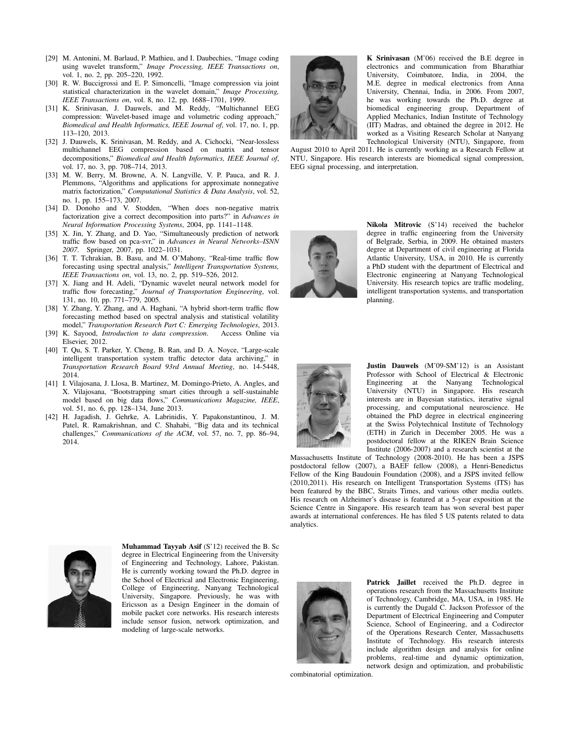[29] M. Antonini, M. Barlaud, P. Mathieu, and I. Daubechies, "Image coding using wavelet transform," *Image Processing, IEEE Transactions on*, vol. 1, no. 2, pp. 205–220, 1992.

[30] R. W. Buccigrossi and E. P. Simoncelli, "Image compression via joint statistical characterization in the wavelet domain," *Image Processing, IEEE Transactions on*, vol. 8, no. 12, pp. 1688–1701, 1999.

[31] K. Srinivasan, J. Dauwels, and M. Reddy, "Multichannel EEG compression: Wavelet-based image and volumetric coding approach," *Biomedical and Health Informatics, IEEE Journal of*, vol. 17, no. 1, pp. 113–120, 2013.

[32] J. Dauwels, K. Srinivasan, M. Reddy, and A. Cichocki, "Near-lossless multichannel EEG compression based on matrix and tensor decompositions," *Biomedical and Health Informatics, IEEE Journal of*, vol. 17, no. 3, pp. 708–714, 2013.

[33] M. W. Berry, M. Browne, A. N. Langville, V. P. Pauca, and R. J. Plemmons, "Algorithms and applications for approximate nonnegative matrix factorization," *Computational Statistics & Data Analysis*, vol. 52, no. 1, pp. 155–173, 2007.

[34] D. Donoho and V. Stodden, "When does non-negative matrix factorization give a correct decomposition into parts?" in *Advances in Neural Information Processing Systems*, 2004, pp. 1141–1148.

[35] X. Jin, Y. Zhang, and D. Yao, "Simultaneously prediction of network traffic flow based on pca-svr," in *Advances in Neural Networks–ISNN 2007*. Springer, 2007, pp. 1022–1031.

[36] T. T. Tchrakian, B. Basu, and M. O'Mahony, "Real-time traffic flow forecasting using spectral analysis," *Intelligent Transportation Systems, IEEE Transactions on*, vol. 13, no. 2, pp. 519–526, 2012.

[37] X. Jiang and H. Adeli, "Dynamic wavelet neural network model for traffic flow forecasting," *Journal of Transportation Engineering*, vol. 131, no. 10, pp. 771–779, 2005.

[38] Y. Zhang, Y. Zhang, and A. Haghani, "A hybrid short-term traffic flow forecasting method based on spectral analysis and statistical volatility model," *Transportation Research Part C: Emerging Technologies*, 2013.

[39] K. Sayood, *Introduction to data compression*. Access Online via Elsevier, 2012.

[40] T. Qu, S. T. Parker, Y. Cheng, B. Ran, and D. A. Noyce, "Large-scale intelligent transportation system traffic detector data archiving," in *Transportation Research Board 93rd Annual Meeting*, no. 14-5448, 2014.

[41] I. Vilajosana, J. Llosa, B. Martinez, M. Domingo-Prieto, A. Angles, and X. Vilajosana, "Bootstrapping smart cities through a self-sustainable model based on big data flows," *Communications Magazine, IEEE*, vol. 51, no. 6, pp. 128–134, June 2013.

[42] H. Jagadish, J. Gehrke, A. Labrinidis, Y. Papakonstantinou, J. M. Patel, R. Ramakrishnan, and C. Shahabi, "Big data and its technical challenges," *Communications of the ACM*, vol. 57, no. 7, pp. 86–94, 2014.

**Muhammad Tayyab Asif** (S'12) received the B. Sc degree in Electrical Engineering from the University of Engineering and Technology, Lahore, Pakistan. He is currently working toward the Ph.D. degree in the School of Electrical and Electronic Engineering, College of Engineering, Nanyang Technological University, Singapore. Previously, he was with Ericsson as a Design Engineer in the domain of mobile packet core networks. His research interests include sensor fusion, network optimization, and modeling of large-scale networks.

**K Srinivasan** (M'06) received the B.E degree in electronics and communication from Bharathiar University, Coimbatore, India, in 2004, the M.E. degree in medical electronics from Anna University, Chennai, India, in 2006. From 2007, he was working towards the Ph.D. degree at biomedical engineering group, Department of Applied Mechanics, Indian Institute of Technology (IIT) Madras, and obtained the degree in 2012. He worked as a Visiting Research Scholar at Nanyang Technological University (NTU), Singapore, from August 2010 to April 2011. He is currently working as a Research Fellow at NTU, Singapore. His research interests are biomedical signal compression, EEG signal processing, and interpretation.

**Nikola Mitrovic** (S'14) received the bachelor degree in traffic engineering from the University of Belgrade, Serbia, in 2009. He obtained masters degree at Department of civil engineering at Florida Atlantic University, USA, in 2010. He is currently a PhD student with the department of Electrical and Electronic engineering at Nanyang Technological University. His research topics are traffic modeling, intelligent transportation systems, and transportation planning.

**Justin Dauwels** (M'09-SM'12) is an Assistant Professor with School of Electrical & Electronic Engineering at the Nanyang Technological University (NTU) in Singapore. His research interests are in Bayesian statistics, iterative signal processing, and computational neuroscience. He obtained the PhD degree in electrical engineering at the Swiss Polytechnical Institute of Technology (ETH) in Zurich in December 2005. He was a postdoctoral fellow at the RIKEN Brain Science Institute (2006-2007) and a research scientist at the Massachusetts Institute of Technology (2008-2010). He has been a JSPS postdoctoral fellow (2007), a BAEF fellow (2008), a Henri-Benedictus Fellow of the King Baudouin Foundation (2008), and a JSPS invited fellow (2010,2011). His research on Intelligent Transportation Systems (ITS) has been featured by the BBC, Straits Times, and various other media outlets. His research on Alzheimer's disease is featured at a 5-year exposition at the Science Centre in Singapore. His research team has won several best paper awards at international conferences. He has filed 5 US patents related to data analytics.

**Patrick Jaillet** received the Ph.D. degree in operations research from the Massachusetts Institute of Technology, Cambridge, MA, USA, in 1985. He is currently the Dugald C. Jackson Professor of the Department of Electrical Engineering and Computer Science, School of Engineering, and a Codirector of the Operations Research Center, Massachusetts Institute of Technology. His research interests include algorithm design and analysis for online problems, real-time and dynamic optimization, network design and optimization, and probabilistic combinatorial optimization.